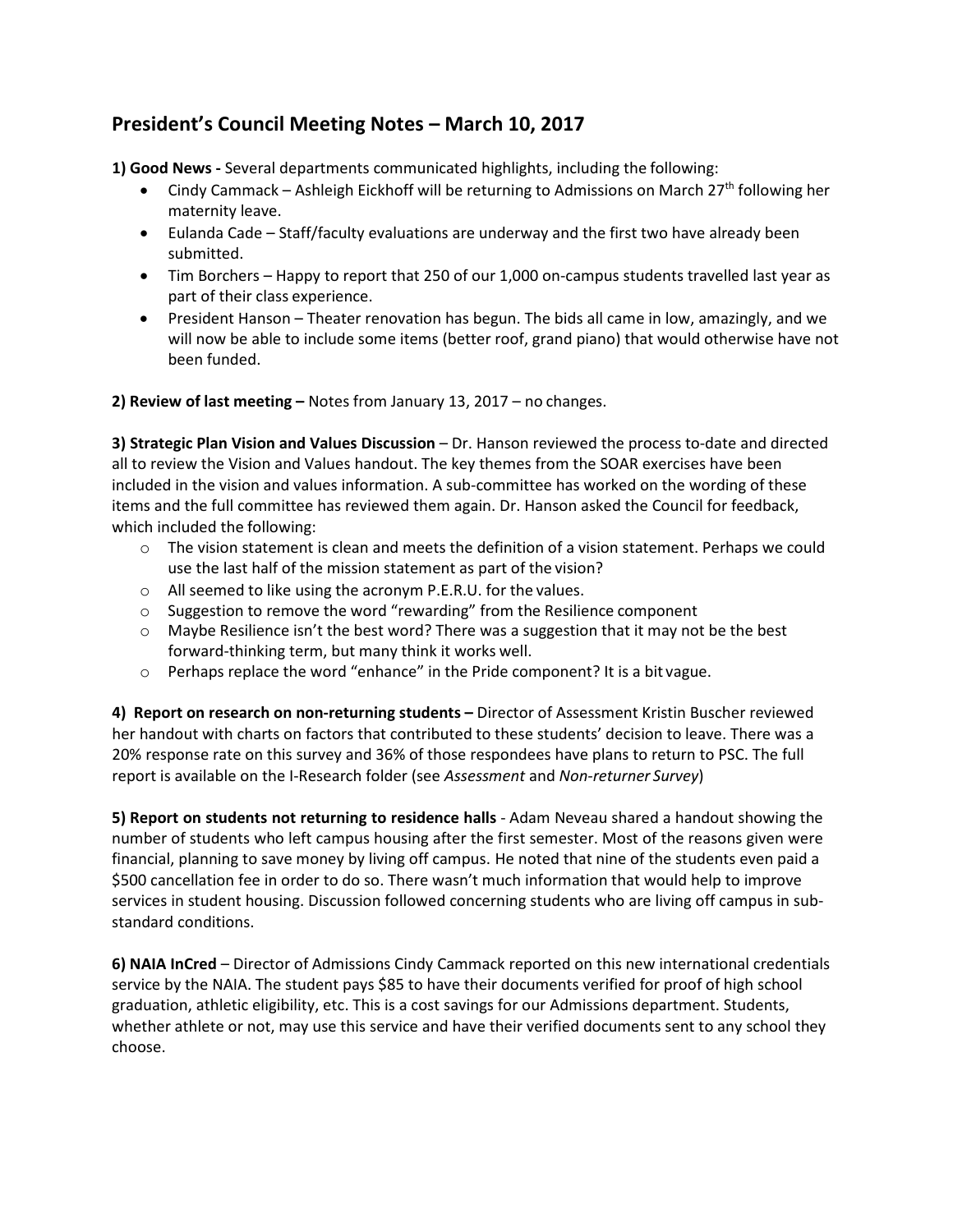## President's Council Meeting Notes – March 10, 2017

**1) Good News -** Several departments communicated highlights, including the following:

- Cindy Cammack – Ashleigh Eickhoff will be returning to Admissions on March 27th following her maternity leave.
- Eulanda Cade – Staff/faculty evaluations are underway and the first two have already been submitted.
- Tim Borchers – Happy to report that 250 of our 1,000 on-campus students travelled last year as part of their class experience.
- President Hanson – Theater renovation has begun. The bids all came in low, amazingly, and we will now be able to include some items (better roof, grand piano) that would otherwise have not been funded.

**2) Review of last meeting –** Notes from January 13, 2017 – no changes.

**3) Strategic Plan Vision and Values Discussion** – Dr. Hanson reviewed the process to-date and directed all to review the Vision and Values handout. The key themes from the SOAR exercises have been included in the vision and values information. A sub-committee has worked on the wording of these items and the full committee has reviewed them again. Dr. Hanson asked the Council for feedback, which included the following:

- The vision statement is clean and meets the definition of a vision statement. Perhaps we could use the last half of the mission statement as part of the vision?
- All seemed to like using the acronym P.E.R.U. for the values.
- Suggestion to remove the word "rewarding" from the Resilience component
- Maybe Resilience isn't the best word? There was a suggestion that it may not be the best forward-thinking term, but many think it works well.
- Perhaps replace the word "enhance" in the Pride component? It is a bit vague.

**4) Report on research on non-returning students –** Director of Assessment Kristin Buscher reviewed her handout with charts on factors that contributed to these students' decision to leave. There was a 20% response rate on this survey and 36% of those respondees have plans to return to PSC. The full report is available on the I-Research folder (see *Assessment* and *Non-returner Survey*)

**5) Report on students not returning to residence halls** - Adam Neveau shared a handout showing the number of students who left campus housing after the first semester. Most of the reasons given were financial, planning to save money by living off campus. He noted that nine of the students even paid a $500 cancellation fee in order to do so. There wasn't much information that would help to improve services in student housing. Discussion followed concerning students who are living off campus in sub-standard conditions.

**6) NAIA InCred** – Director of Admissions Cindy Cammack reported on this new international credentials service by the NAIA. The student pays $85 to have their documents verified for proof of high school graduation, athletic eligibility, etc. This is a cost savings for our Admissions department. Students, whether athlete or not, may use this service and have their verified documents sent to any school they choose.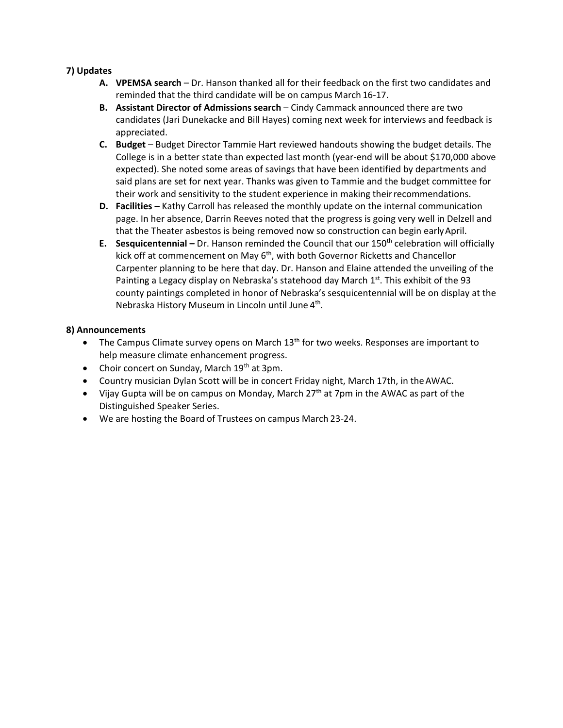**7) Updates**

A. **VPEMSA search** – Dr. Hanson thanked all for their feedback on the first two candidates and reminded that the third candidate will be on campus March 16-17.

B. **Assistant Director of Admissions search** – Cindy Cammack announced there are two candidates (Jari Dunekacke and Bill Hayes) coming next week for interviews and feedback is appreciated.

C. **Budget** – Budget Director Tammie Hart reviewed handouts showing the budget details. The College is in a better state than expected last month (year-end will be about $170,000 above expected). She noted some areas of savings that have been identified by departments and said plans are set for next year. Thanks was given to Tammie and the budget committee for their work and sensitivity to the student experience in making their recommendations.

D. **Facilities –** Kathy Carroll has released the monthly update on the internal communication page. In her absence, Darrin Reeves noted that the progress is going very well in Delzell and that the Theater asbestos is being removed now so construction can begin early April.

E. **Sesquicentennial –** Dr. Hanson reminded the Council that our 150th celebration will officially kick off at commencement on May 6th, with both Governor Ricketts and Chancellor Carpenter planning to be here that day. Dr. Hanson and Elaine attended the unveiling of the Painting a Legacy display on Nebraska's statehood day March 1st. This exhibit of the 93 county paintings completed in honor of Nebraska's sesquicentennial will be on display at the Nebraska History Museum in Lincoln until June 4th.

**8) Announcements**

- The Campus Climate survey opens on March 13th for two weeks. Responses are important to help measure climate enhancement progress.
- Choir concert on Sunday, March 19th at 3pm.
- Country musician Dylan Scott will be in concert Friday night, March 17th, in the AWAC.
- Vijay Gupta will be on campus on Monday, March 27th at 7pm in the AWAC as part of the Distinguished Speaker Series.
- We are hosting the Board of Trustees on campus March 23-24.